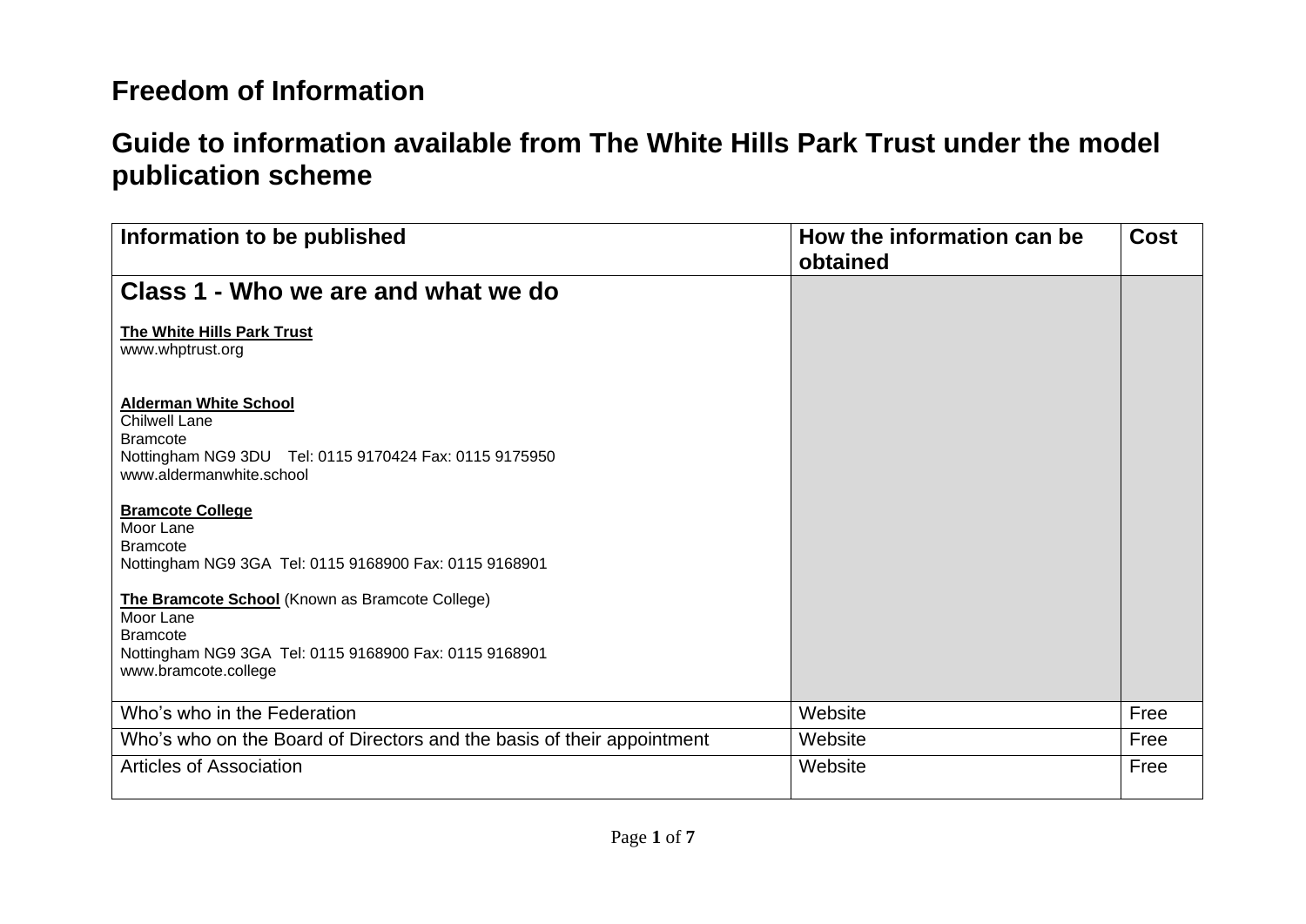# Freedom of Information

## Guide to information available from The White Hills Park Trust under the model publication scheme

| Information to be published | How the information can be obtained | Cost |
|---|---|---|
| **Class 1 - Who we are and what we do**<br><br>**The White Hills Park Trust**<br>www.whptrust.org<br><br>**Alderman White School**<br>Chilwell Lane<br>Bramcote<br>Nottingham NG9 3DU Tel: 0115 9170424 Fax: 0115 9175950<br>www.aldermanwhite.school<br><br>**Bramcote College**<br>Moor Lane<br>Bramcote<br>Nottingham NG9 3GA Tel: 0115 9168900 Fax: 0115 9168901<br><br>**The Bramcote School** (Known as Bramcote College)<br>Moor Lane<br>Bramcote<br>Nottingham NG9 3GA Tel: 0115 9168900 Fax: 0115 9168901<br>www.bramcote.college | | |
| Who's who in the Federation | Website | Free |
| Who's who on the Board of Directors and the basis of their appointment | Website | Free |
| Articles of Association | Website | Free |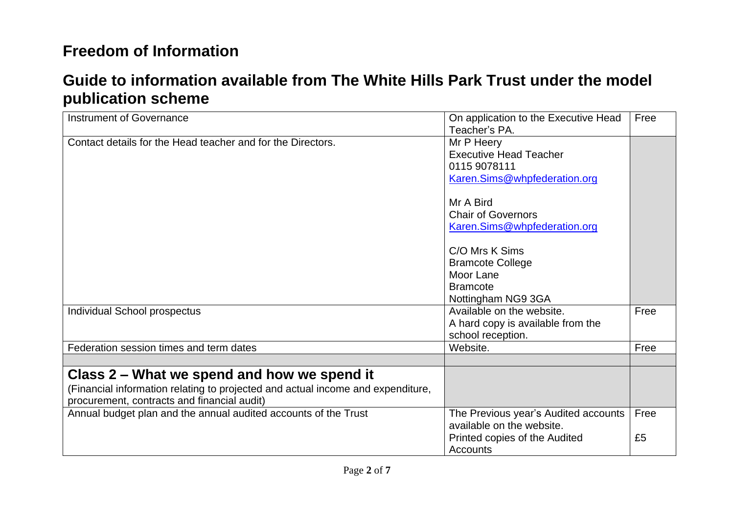# Freedom of Information

## Guide to information available from The White Hills Park Trust under the model publication scheme

| | | |
|---|---|---|
| Instrument of Governance | On application to the Executive Head Teacher's PA. | Free |
| Contact details for the Head teacher and for the Directors. | Mr P Heery<br>Executive Head Teacher<br>0115 9078111<br>Karen.Sims@whpfederation.org<br><br>Mr A Bird<br>Chair of Governors<br>Karen.Sims@whpfederation.org<br><br>C/O Mrs K Sims<br>Bramcote College<br>Moor Lane<br>Bramcote<br>Nottingham NG9 3GA | |
| Individual School prospectus | Available on the website.<br>A hard copy is available from the school reception. | Free |
| Federation session times and term dates | Website. | Free |
| | | |
| **Class 2 – What we spend and how we spend it**<br>(Financial information relating to projected and actual income and expenditure, procurement, contracts and financial audit) | | |
| Annual budget plan and the annual audited accounts of the Trust | The Previous year's Audited accounts available on the website.<br>Printed copies of the Audited Accounts | Free<br><br>£5 |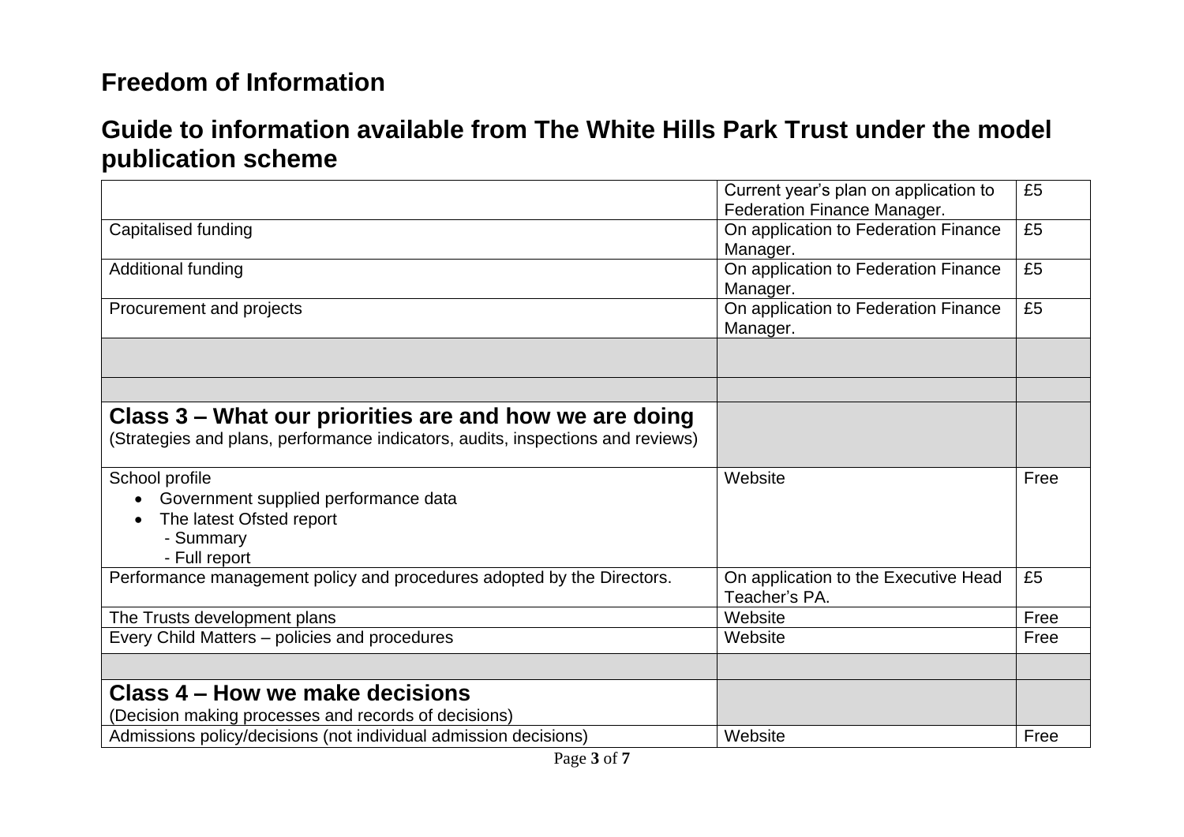# Freedom of Information

## Guide to information available from The White Hills Park Trust under the model publication scheme

| | | |
|---|---|---|
| | Current year's plan on application to Federation Finance Manager. | £5 |
| Capitalised funding | On application to Federation Finance Manager. | £5 |
| Additional funding | On application to Federation Finance Manager. | £5 |
| Procurement and projects | On application to Federation Finance Manager. | £5 |
| | | |
| | | |
| **Class 3 – What our priorities are and how we are doing**<br>(Strategies and plans, performance indicators, audits, inspections and reviews) | | |
| School profile<br>• Government supplied performance data<br>• The latest Ofsted report<br>- Summary<br>- Full report | Website | Free |
| Performance management policy and procedures adopted by the Directors. | On application to the Executive Head Teacher's PA. | £5 |
| The Trusts development plans | Website | Free |
| Every Child Matters – policies and procedures | Website | Free |
| | | |
| **Class 4 – How we make decisions**<br>(Decision making processes and records of decisions) | | |
| Admissions policy/decisions (not individual admission decisions) | Website | Free |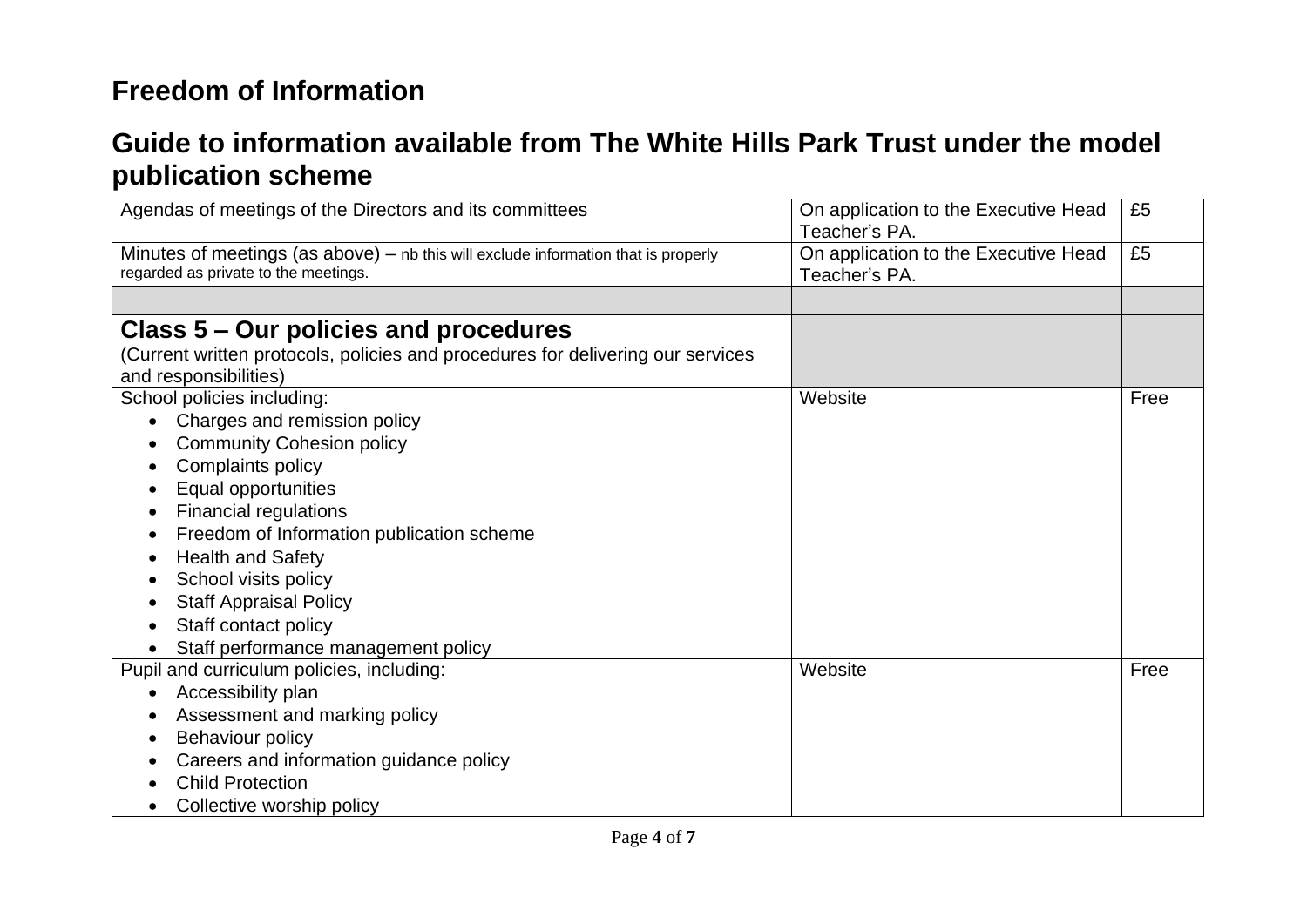## Freedom of Information

## Guide to information available from The White Hills Park Trust under the model publication scheme

| | | |
|---|---|---|
| Agendas of meetings of the Directors and its committees | On application to the Executive Head Teacher's PA. | £5 |
| Minutes of meetings (as above) – nb this will exclude information that is properly regarded as private to the meetings. | On application to the Executive Head Teacher's PA. | £5 |
| | | |
| **Class 5 – Our policies and procedures**<br>(Current written protocols, policies and procedures for delivering our services and responsibilities) | | |
| School policies including:<br>• Charges and remission policy<br>• Community Cohesion policy<br>• Complaints policy<br>• Equal opportunities<br>• Financial regulations<br>• Freedom of Information publication scheme<br>• Health and Safety<br>• School visits policy<br>• Staff Appraisal Policy<br>• Staff contact policy<br>• Staff performance management policy | Website | Free |
| Pupil and curriculum policies, including:<br>• Accessibility plan<br>• Assessment and marking policy<br>• Behaviour policy<br>• Careers and information guidance policy<br>• Child Protection<br>• Collective worship policy | Website | Free |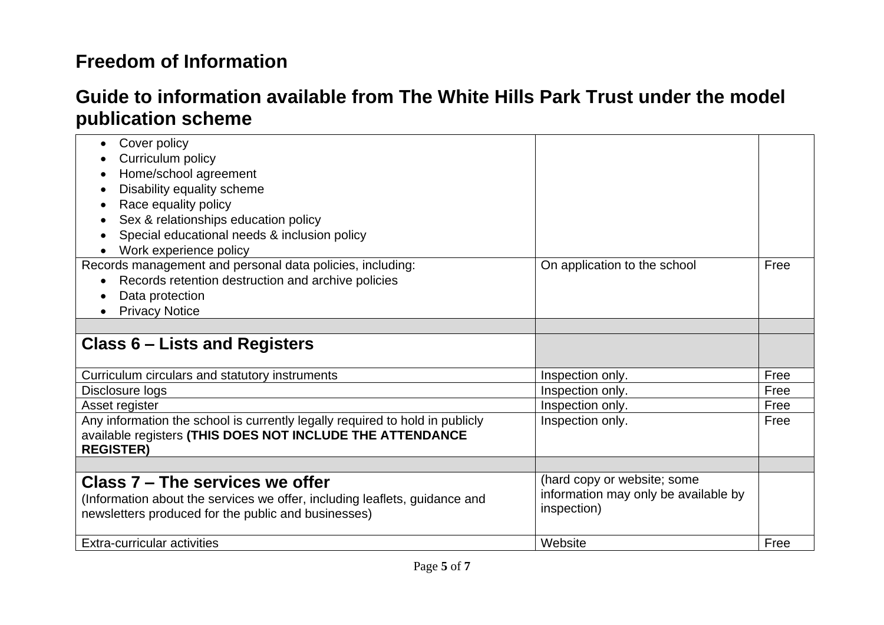# Freedom of Information

## Guide to information available from The White Hills Park Trust under the model publication scheme

| | | |
|---|---|---|
| • Cover policy<br>• Curriculum policy<br>• Home/school agreement<br>• Disability equality scheme<br>• Race equality policy<br>• Sex & relationships education policy<br>• Special educational needs & inclusion policy<br>• Work experience policy | | |
| Records management and personal data policies, including:<br>• Records retention destruction and archive policies<br>• Data protection<br>• Privacy Notice | On application to the school | Free |
| | | |
| **Class 6 – Lists and Registers** | | |
| Curriculum circulars and statutory instruments | Inspection only. | Free |
| Disclosure logs | Inspection only. | Free |
| Asset register | Inspection only. | Free |
| Any information the school is currently legally required to hold in publicly available registers **(THIS DOES NOT INCLUDE THE ATTENDANCE REGISTER)** | Inspection only. | Free |
| | | |
| **Class 7 – The services we offer**<br>(Information about the services we offer, including leaflets, guidance and newsletters produced for the public and businesses) | (hard copy or website; some information may only be available by inspection) | |
| Extra-curricular activities | Website | Free |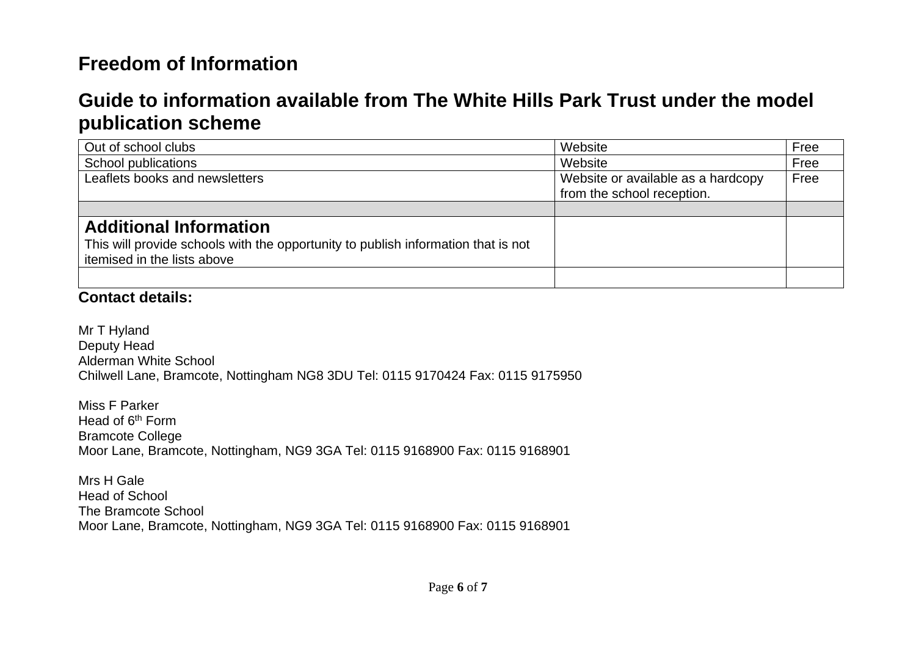# Freedom of Information

## Guide to information available from The White Hills Park Trust under the model publication scheme

| | | |
|---|---|---|
| Out of school clubs | Website | Free |
| School publications | Website | Free |
| Leaflets books and newsletters | Website or available as a hardcopy from the school reception. | Free |
| | | |
| **Additional Information** This will provide schools with the opportunity to publish information that is not itemised in the lists above | | |
| | | |

**Contact details:**

Mr T Hyland
Deputy Head
Alderman White School
Chilwell Lane, Bramcote, Nottingham NG8 3DU Tel: 0115 9170424 Fax: 0115 9175950

Miss F Parker
Head of 6th Form
Bramcote College
Moor Lane, Bramcote, Nottingham, NG9 3GA Tel: 0115 9168900 Fax: 0115 9168901

Mrs H Gale
Head of School
The Bramcote School
Moor Lane, Bramcote, Nottingham, NG9 3GA Tel: 0115 9168900 Fax: 0115 9168901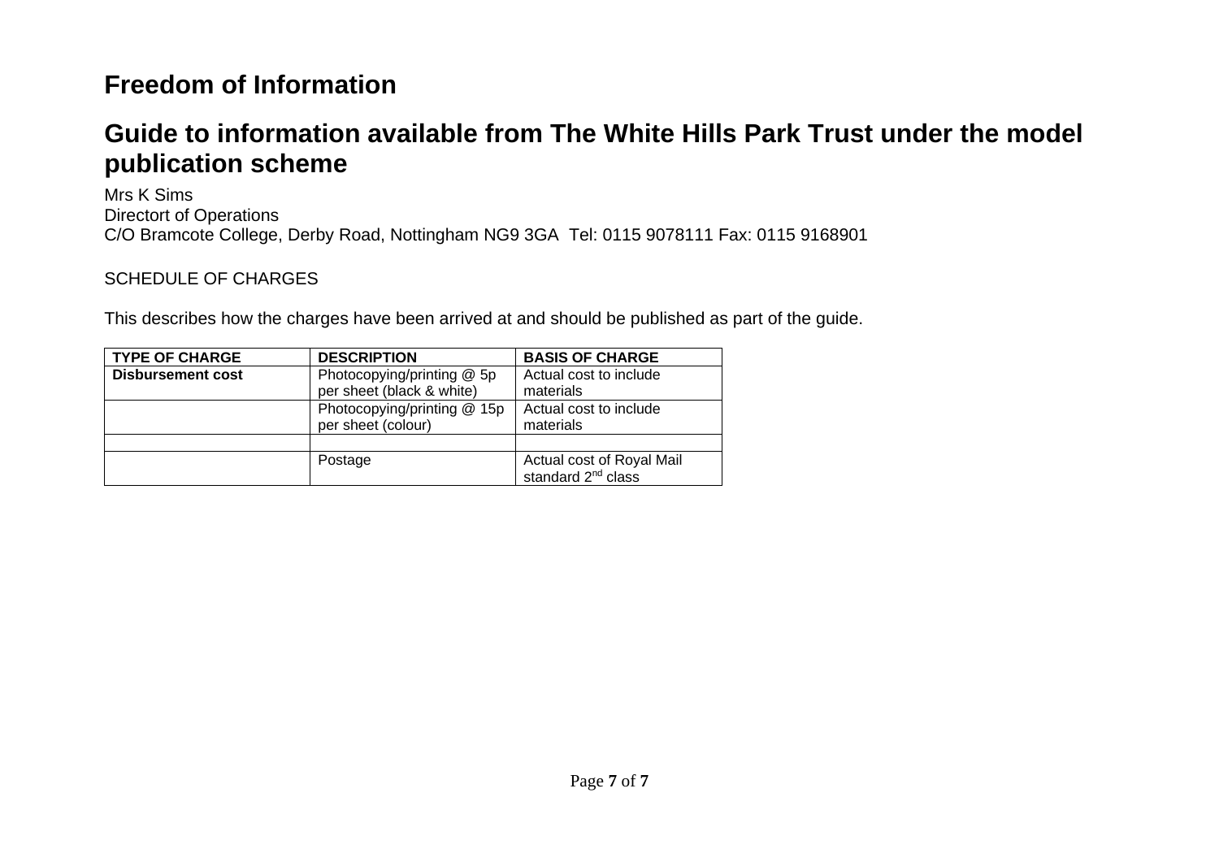# Freedom of Information

# Guide to information available from The White Hills Park Trust under the model publication scheme

Mrs K Sims
Directort of Operations
C/O Bramcote College, Derby Road, Nottingham NG9 3GA  Tel: 0115 9078111 Fax: 0115 9168901

SCHEDULE OF CHARGES

This describes how the charges have been arrived at and should be published as part of the guide.

| TYPE OF CHARGE | DESCRIPTION | BASIS OF CHARGE |
| --- | --- | --- |
| **Disbursement cost** | Photocopying/printing @ 5p per sheet (black & white) | Actual cost to include materials |
| | Photocopying/printing @ 15p per sheet (colour) | Actual cost to include materials |
| | | |
| | Postage | Actual cost of Royal Mail standard 2nd class |